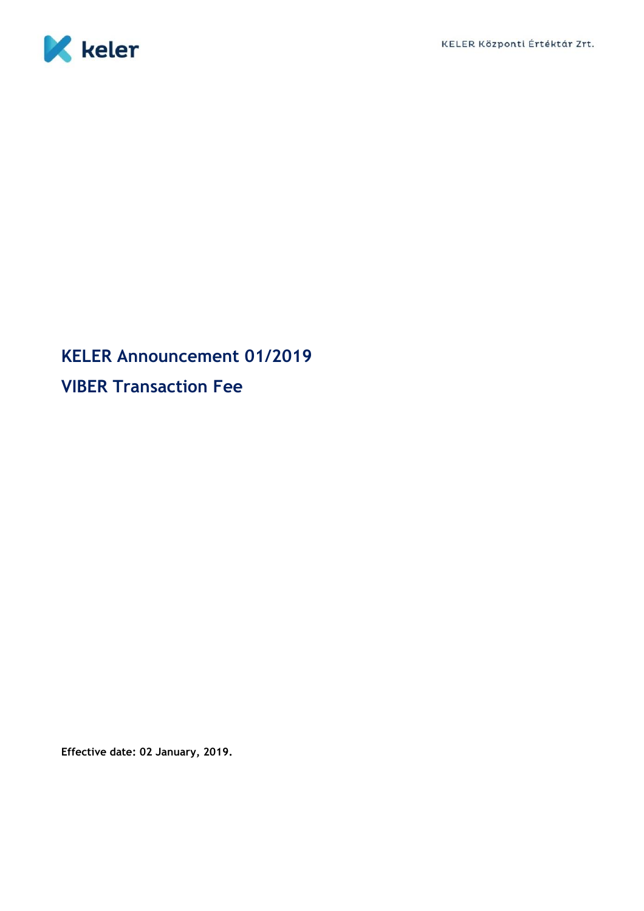# KELER Announcement 01/2019

# VIBER Transaction Fee

**Effective date: 02 January, 2019.**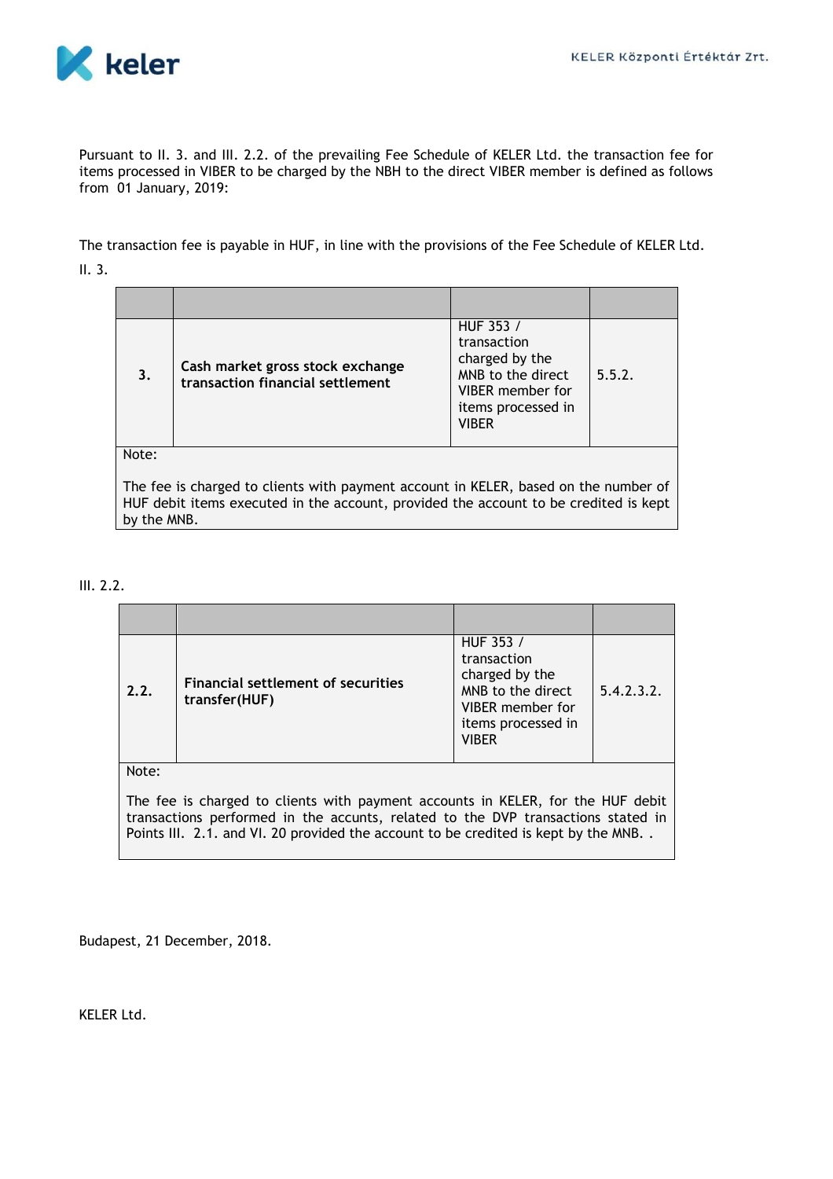Pursuant to II. 3. and III. 2.2. of the prevailing Fee Schedule of KELER Ltd. the transaction fee for items processed in VIBER to be charged by the NBH to the direct VIBER member is defined as follows from 01 January, 2019:

The transaction fee is payable in HUF, in line with the provisions of the Fee Schedule of KELER Ltd.

II. 3.

| | | | |
|---|---|---|---|
| **3.** | **Cash market gross stock exchange transaction financial settlement** | HUF 353 / transaction charged by the MNB to the direct VIBER member for items processed in VIBER | 5.5.2. |
| Note:<br><br>The fee is charged to clients with payment account in KELER, based on the number of HUF debit items executed in the account, provided the account to be credited is kept by the MNB. | | | |

III. 2.2.

| | | | |
|---|---|---|---|
| **2.2.** | **Financial settlement of securities transfer(HUF)** | HUF 353 / transaction charged by the MNB to the direct VIBER member for items processed in VIBER | 5.4.2.3.2. |
| Note:<br><br>The fee is charged to clients with payment accounts in KELER, for the HUF debit transactions performed in the accunts, related to the DVP transactions stated in Points III. 2.1. and VI. 20 provided the account to be credited is kept by the MNB. . | | | |

Budapest, 21 December, 2018.

KELER Ltd.